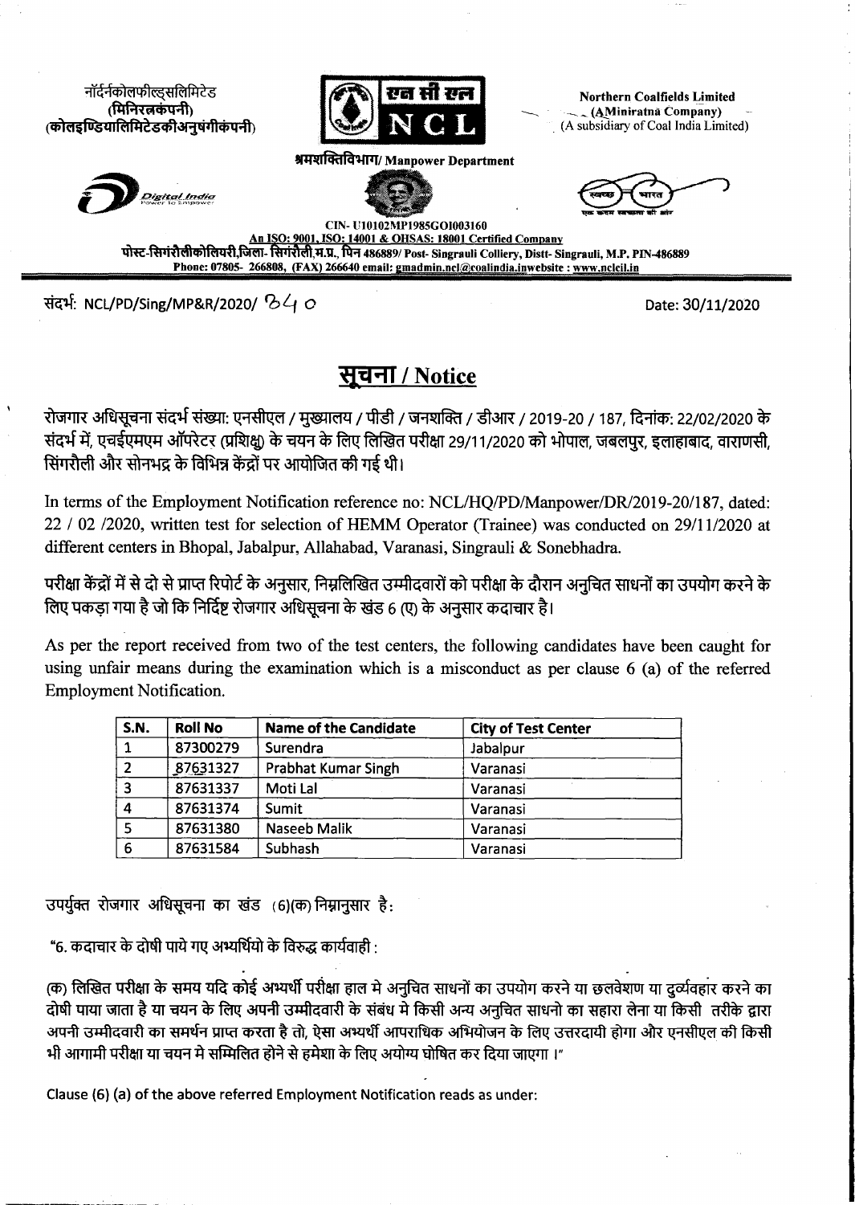नॉर्दर्नकोलफील्ड्सलिमिटेड
(मिनिरत्नकंपनी)
(कोलइण्डियालिमिटेडकीअनुषंगीकंपनी)

Northern Coalfields Limited
(A Miniratna Company)
(A subsidiary of Coal India Limited)

श्रमशक्तिविभाग/ Manpower Department

CIN- U10102MP1985GOI003160
An ISO: 9001, ISO: 14001 & OHSAS: 18001 Certified Company
पोस्ट-सिंगरौलीकोलियरी,जिला- सिंगरौली,म.प्र., पिन 486889/ Post- Singrauli Colliery, Distt- Singrauli, M.P. PIN-486889
Phone: 07805- 266808, (FAX) 266640 email: gmadmin.ncl@coalindia.inwebsite : www.nclcil.in

संदर्भ: NCL/PD/Sing/MP&R/2020/ 840

Date: 30/11/2020

# सूचना / Notice

रोजगार अधिसूचना संदर्भ संख्या: एनसीएल / मुख्यालय / पीडी / जनशक्ति / डीआर / 2019-20 / 187, दिनांक: 22/02/2020 के संदर्भ में, एचईएमएम ऑपरेटर (प्रशिक्षु) के चयन के लिए लिखित परीक्षा 29/11/2020 को भोपाल, जबलपुर, इलाहाबाद, वाराणसी, सिंगरौली और सोनभद्र के विभिन्न केंद्रों पर आयोजित की गई थी।

In terms of the Employment Notification reference no: NCL/HQ/PD/Manpower/DR/2019-20/187, dated: 22 / 02 /2020, written test for selection of HEMM Operator (Trainee) was conducted on 29/11/2020 at different centers in Bhopal, Jabalpur, Allahabad, Varanasi, Singrauli & Sonebhadra.

परीक्षा केंद्रों में से दो से प्राप्त रिपोर्ट के अनुसार, निम्नलिखित उम्मीदवारों को परीक्षा के दौरान अनुचित साधनों का उपयोग करने के लिए पकड़ा गया है जो कि निर्दिष्ट रोजगार अधिसूचना के खंड 6 (ए) के अनुसार कदाचार है।

As per the report received from two of the test centers, the following candidates have been caught for using unfair means during the examination which is a misconduct as per clause 6 (a) of the referred Employment Notification.

| S.N. | Roll No | Name of the Candidate | City of Test Center |
|---|---|---|---|
| 1 | 87300279 | Surendra | Jabalpur |
| 2 | 87631327 | Prabhat Kumar Singh | Varanasi |
| 3 | 87631337 | Moti Lal | Varanasi |
| 4 | 87631374 | Sumit | Varanasi |
| 5 | 87631380 | Naseeb Malik | Varanasi |
| 6 | 87631584 | Subhash | Varanasi |

उपर्युक्त रोजगार अधिसूचना का खंड (6)(क) निम्नानुसार है:

"6. कदाचार के दोषी पाये गए अभ्यर्थियो के विरुद्ध कार्यवाही :

(क) लिखित परीक्षा के समय यदि कोई अभ्यर्थी परीक्षा हाल मे अनुचित साधनों का उपयोग करने या छलवेशण या दुर्व्यवहार करने का दोषी पाया जाता है या चयन के लिए अपनी उम्मीदवारी के संबंध मे किसी अन्य अनुचित साधनो का सहारा लेना या किसी तरीके द्वारा अपनी उम्मीदवारी का समर्थन प्राप्त करता है तो, ऐसा अभ्यर्थी आपराधिक अभियोजन के लिए उत्तरदायी होगा और एनसीएल की किसी भी आगामी परीक्षा या चयन मे सम्मिलित होने से हमेशा के लिए अयोग्य घोषित कर दिया जाएगा ।"

Clause (6) (a) of the above referred Employment Notification reads as under: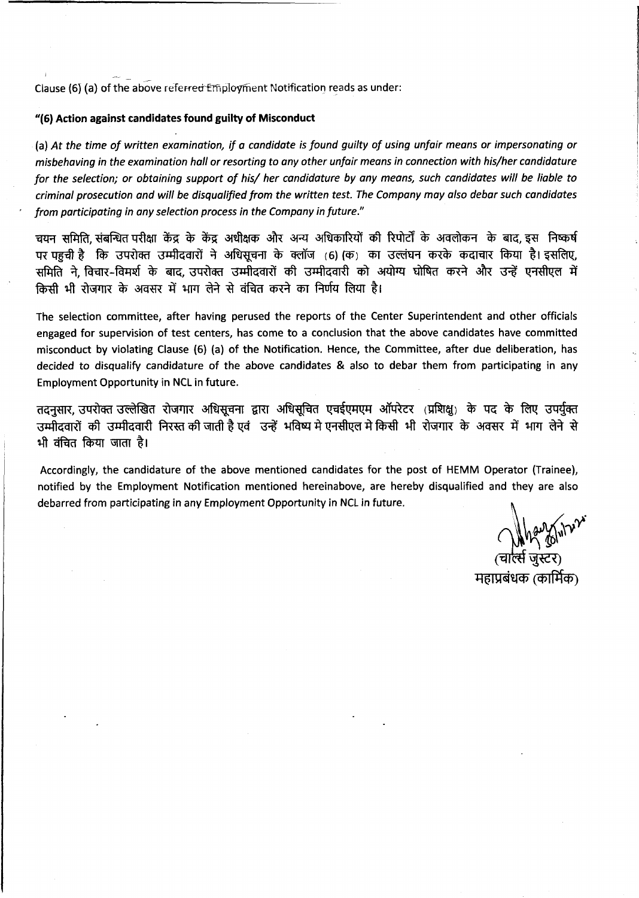Clause (6) (a) of the above referred Employment Notification reads as under:

**"(6) Action against candidates found guilty of Misconduct**

(a) *At the time of written examination, if a candidate is found guilty of using unfair means or impersonating or misbehaving in the examination hall or resorting to any other unfair means in connection with his/her candidature for the selection; or obtaining support of his/ her candidature by any means, such candidates will be liable to criminal prosecution and will be disqualified from the written test. The Company may also debar such candidates from participating in any selection process in the Company in future."*

चयन समिति, संबन्धित परीक्षा केंद्र के केंद्र अधीक्षक और अन्य अधिकारियों की रिपोर्टों के अवलोकन के बाद, इस निष्कर्ष पर पहुची है कि उपरोक्त उम्मीदवारों ने अधिसूचना के क्लॉज (6) (क) का उल्लंघन करके कदाचार किया है। इसलिए, समिति ने, विचार-विमर्श के बाद, उपरोक्त उम्मीदवारों की उम्मीदवारी को अयोग्य घोषित करने और उन्हें एनसीएल में किसी भी रोजगार के अवसर में भाग लेने से वंचित करने का निर्णय लिया है।

The selection committee, after having perused the reports of the Center Superintendent and other officials engaged for supervision of test centers, has come to a conclusion that the above candidates have committed misconduct by violating Clause (6) (a) of the Notification. Hence, the Committee, after due deliberation, has decided to disqualify candidature of the above candidates & also to debar them from participating in any Employment Opportunity in NCL in future.

तदनुसार, उपरोक्त उल्लेखित रोजगार अधिसूचना द्वारा अधिसूचित एचईएमएम ऑपरेटर (प्रशिक्षु) के पद के लिए उपर्युक्त उम्मीदवारों की उम्मीदवारी निरस्त की जाती है एवं उन्हें भविष्य मे एनसीएल मे किसी भी रोजगार के अवसर में भाग लेने से भी वंचित किया जाता है।

Accordingly, the candidature of the above mentioned candidates for the post of HEMM Operator (Trainee), notified by the Employment Notification mentioned hereinabove, are hereby disqualified and they are also debarred from participating in any Employment Opportunity in NCL in future.

(चार्ल्स जुस्टर)
महाप्रबंधक (कार्मिक)